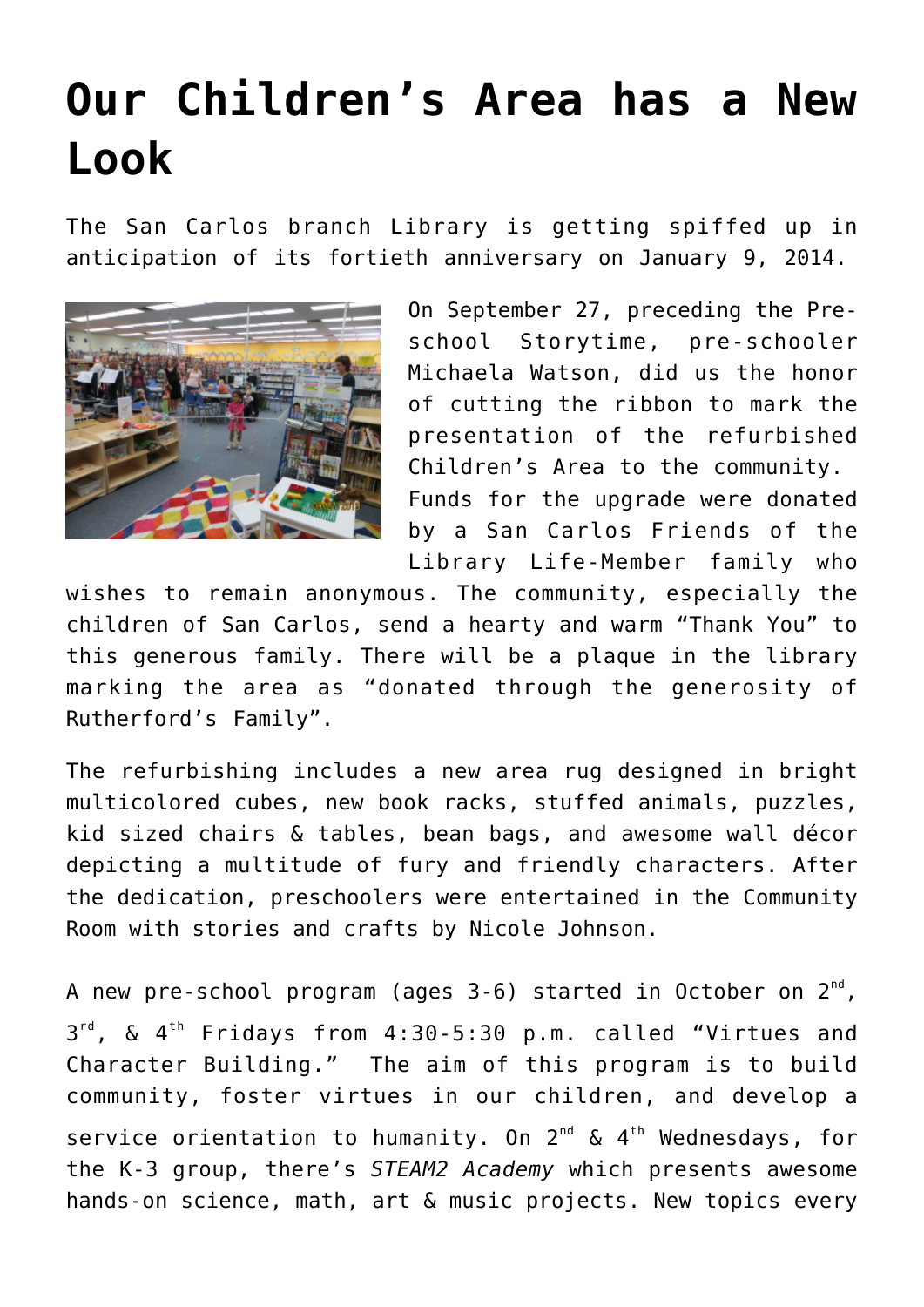# Our Children's Area has a New Look

The San Carlos branch Library is getting spiffed up in anticipation of its fortieth anniversary on January 9, 2014.

On September 27, preceding the Pre-school Storytime, pre-schooler Michaela Watson, did us the honor of cutting the ribbon to mark the presentation of the refurbished Children's Area to the community. Funds for the upgrade were donated by a San Carlos Friends of the Library Life-Member family who wishes to remain anonymous. The community, especially the children of San Carlos, send a hearty and warm "Thank You" to this generous family. There will be a plaque in the library marking the area as "donated through the generosity of Rutherford's Family".

The refurbishing includes a new area rug designed in bright multicolored cubes, new book racks, stuffed animals, puzzles, kid sized chairs & tables, bean bags, and awesome wall décor depicting a multitude of fury and friendly characters. After the dedication, preschoolers were entertained in the Community Room with stories and crafts by Nicole Johnson.

A new pre-school program (ages 3-6) started in October on 2nd, 3rd, & 4th Fridays from 4:30-5:30 p.m. called "Virtues and Character Building." The aim of this program is to build community, foster virtues in our children, and develop a service orientation to humanity. On 2nd & 4th Wednesdays, for the K-3 group, there's *STEAM2 Academy* which presents awesome hands-on science, math, art & music projects. New topics every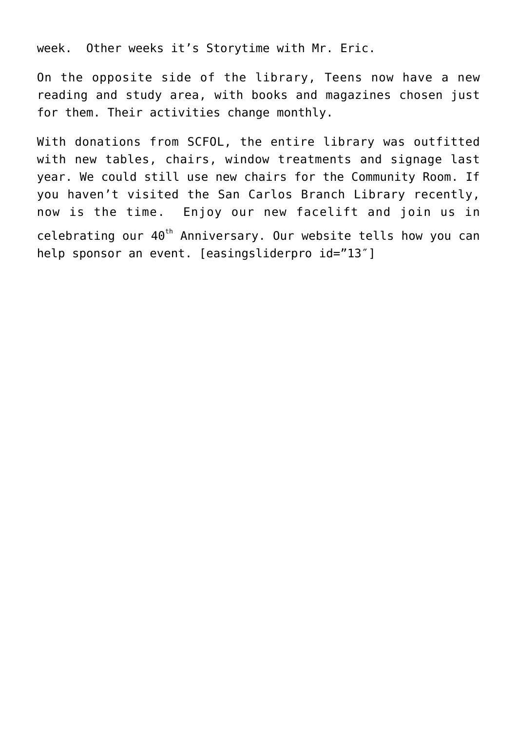week.  Other weeks it's Storytime with Mr. Eric.

On the opposite side of the library, Teens now have a new reading and study area, with books and magazines chosen just for them. Their activities change monthly.

With donations from SCFOL, the entire library was outfitted with new tables, chairs, window treatments and signage last year. We could still use new chairs for the Community Room. If you haven't visited the San Carlos Branch Library recently, now is the time.  Enjoy our new facelift and join us in celebrating our 40th Anniversary. Our website tells how you can help sponsor an event. [easingsliderpro id="13″]